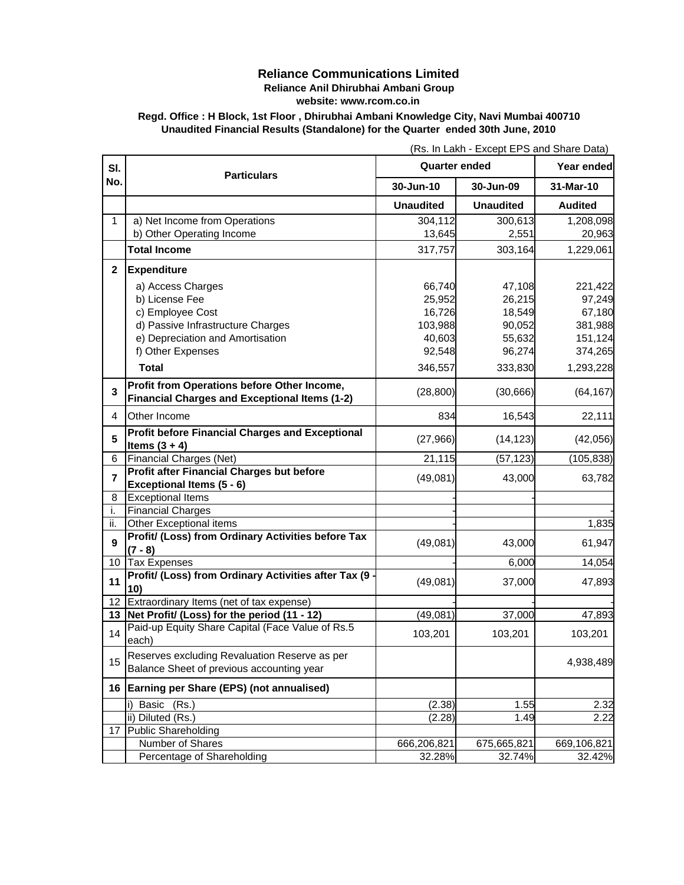# Reliance Communications Limited

**Reliance Anil Dhirubhai Ambani Group**

**website: www.rcom.co.in**

**Regd. Office : H Block, 1st Floor , Dhirubhai Ambani Knowledge City, Navi Mumbai 400710**

**Unaudited Financial Results (Standalone) for the Quarter ended 30th June, 2010**

(Rs. In Lakh - Except EPS and Share Data)

| Sl. No. | Particulars | Quarter ended | | Year ended |
|---|---|---|---|---|
| | | 30-Jun-10 | 30-Jun-09 | 31-Mar-10 |
| | | **Unaudited** | **Unaudited** | **Audited** |
| 1 | a) Net Income from Operations | 304,112 | 300,613 | 1,208,098 |
| | b) Other Operating Income | 13,645 | 2,551 | 20,963 |
| | **Total Income** | 317,757 | 303,164 | 1,229,061 |
| **2** | **Expenditure** | | | |
| | a) Access Charges | 66,740 | 47,108 | 221,422 |
| | b) License Fee | 25,952 | 26,215 | 97,249 |
| | c) Employee Cost | 16,726 | 18,549 | 67,180 |
| | d) Passive Infrastructure Charges | 103,988 | 90,052 | 381,988 |
| | e) Depreciation and Amortisation | 40,603 | 55,632 | 151,124 |
| | f) Other Expenses | 92,548 | 96,274 | 374,265 |
| | **Total** | 346,557 | 333,830 | 1,293,228 |
| **3** | **Profit from Operations before Other Income, Financial Charges and Exceptional Items (1-2)** | (28,800) | (30,666) | (64,167) |
| 4 | Other Income | 834 | 16,543 | 22,111 |
| **5** | **Profit before Financial Charges and Exceptional Items (3 + 4)** | (27,966) | (14,123) | (42,056) |
| 6 | Financial Charges (Net) | 21,115 | (57,123) | (105,838) |
| **7** | **Profit after Financial Charges but before Exceptional Items (5 - 6)** | (49,081) | 43,000 | 63,782 |
| 8 | Exceptional Items | - | - | |
| i. | Financial Charges | - | | - |
| ii. | Other Exceptional items | - | | 1,835 |
| **9** | **Profit/ (Loss) from Ordinary Activities before Tax (7 - 8)** | (49,081) | 43,000 | 61,947 |
| 10 | Tax Expenses | - | 6,000 | 14,054 |
| **11** | **Profit/ (Loss) from Ordinary Activities after Tax (9 - 10)** | (49,081) | 37,000 | 47,893 |
| 12 | Extraordinary Items (net of tax expense) | - | - | - |
| **13** | **Net Profit/ (Loss) for the period (11 - 12)** | (49,081) | 37,000 | 47,893 |
| 14 | Paid-up Equity Share Capital (Face Value of Rs.5 each) | 103,201 | 103,201 | 103,201 |
| 15 | Reserves excluding Revaluation Reserve as per Balance Sheet of previous accounting year | | | 4,938,489 |
| **16** | **Earning per Share (EPS) (not annualised)** | | | |
| | i) Basic (Rs.) | (2.38) | 1.55 | 2.32 |
| | ii) Diluted (Rs.) | (2.28) | 1.49 | 2.22 |
| 17 | Public Shareholding | | | |
| | Number of Shares | 666,206,821 | 675,665,821 | 669,106,821 |
| | Percentage of Shareholding | 32.28% | 32.74% | 32.42% |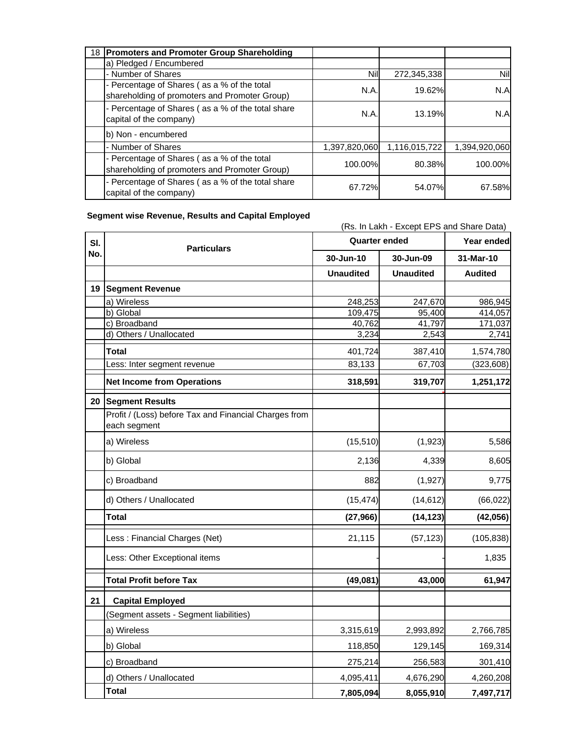| 18 | **Promoters and Promoter Group Shareholding** | | | |
|---|---|---|---|---|
| | a) Pledged / Encumbered | | | |
| | - Number of Shares | Nil | 272,345,338 | Nil |
| | - Percentage of Shares ( as a % of the total shareholding of promoters and Promoter Group) | N.A. | 19.62% | N.A |
| | - Percentage of Shares ( as a % of the total share capital of the company) | N.A. | 13.19% | N.A |
| | b) Non - encumbered | | | |
| | - Number of Shares | 1,397,820,060 | 1,116,015,722 | 1,394,920,060 |
| | - Percentage of Shares ( as a % of the total shareholding of promoters and Promoter Group) | 100.00% | 80.38% | 100.00% |
| | - Percentage of Shares ( as a % of the total share capital of the company) | 67.72% | 54.07% | 67.58% |

**Segment wise Revenue, Results and Capital Employed**

(Rs. In Lakh - Except EPS and Share Data)

| Sl. No. | Particulars | Quarter ended | | Year ended |
|---|---|---|---|---|
| | | 30-Jun-10 | 30-Jun-09 | 31-Mar-10 |
| | | **Unaudited** | **Unaudited** | **Audited** |
| **19** | **Segment Revenue** | | | |
| | a) Wireless | 248,253 | 247,670 | 986,945 |
| | b) Global | 109,475 | 95,400 | 414,057 |
| | c) Broadband | 40,762 | 41,797 | 171,037 |
| | d) Others / Unallocated | 3,234 | 2,543 | 2,741 |
| | **Total** | 401,724 | 387,410 | 1,574,780 |
| | Less: Inter segment revenue | 83,133 | 67,703 | (323,608) |
| | **Net Income from Operations** | **318,591** | **319,707** | **1,251,172** |
| **20** | **Segment Results** | | | |
| | Profit / (Loss) before Tax and Financial Charges from each segment | | | |
| | a) Wireless | (15,510) | (1,923) | 5,586 |
| | b) Global | 2,136 | 4,339 | 8,605 |
| | c) Broadband | 882 | (1,927) | 9,775 |
| | d) Others / Unallocated | (15,474) | (14,612) | (66,022) |
| | **Total** | **(27,966)** | **(14,123)** | **(42,056)** |
| | Less : Financial Charges (Net) | 21,115 | (57,123) | (105,838) |
| | Less: Other Exceptional items | - | - | 1,835 |
| | **Total Profit before Tax** | **(49,081)** | **43,000** | **61,947** |
| **21** | **Capital Employed** | | | |
| | (Segment assets - Segment liabilities) | | | |
| | a) Wireless | 3,315,619 | 2,993,892 | 2,766,785 |
| | b) Global | 118,850 | 129,145 | 169,314 |
| | c) Broadband | 275,214 | 256,583 | 301,410 |
| | d) Others / Unallocated | 4,095,411 | 4,676,290 | 4,260,208 |
| | **Total** | **7,805,094** | **8,055,910** | **7,497,717** |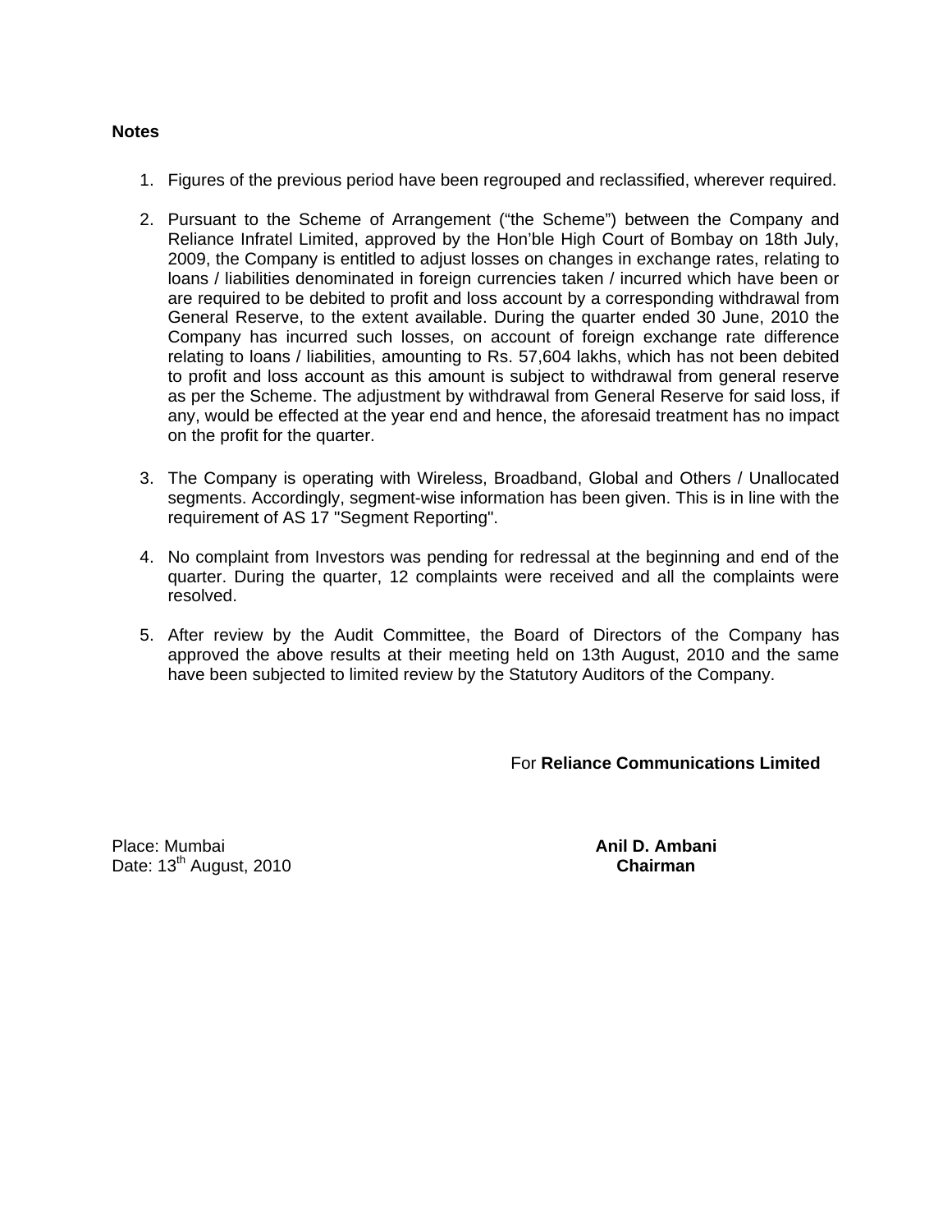**Notes**

1. Figures of the previous period have been regrouped and reclassified, wherever required.

2. Pursuant to the Scheme of Arrangement ("the Scheme") between the Company and Reliance Infratel Limited, approved by the Hon'ble High Court of Bombay on 18th July, 2009, the Company is entitled to adjust losses on changes in exchange rates, relating to loans / liabilities denominated in foreign currencies taken / incurred which have been or are required to be debited to profit and loss account by a corresponding withdrawal from General Reserve, to the extent available. During the quarter ended 30 June, 2010 the Company has incurred such losses, on account of foreign exchange rate difference relating to loans / liabilities, amounting to Rs. 57,604 lakhs, which has not been debited to profit and loss account as this amount is subject to withdrawal from general reserve as per the Scheme. The adjustment by withdrawal from General Reserve for said loss, if any, would be effected at the year end and hence, the aforesaid treatment has no impact on the profit for the quarter.

3. The Company is operating with Wireless, Broadband, Global and Others / Unallocated segments. Accordingly, segment-wise information has been given. This is in line with the requirement of AS 17 "Segment Reporting".

4. No complaint from Investors was pending for redressal at the beginning and end of the quarter. During the quarter, 12 complaints were received and all the complaints were resolved.

5. After review by the Audit Committee, the Board of Directors of the Company has approved the above results at their meeting held on 13th August, 2010 and the same have been subjected to limited review by the Statutory Auditors of the Company.

For **Reliance Communications Limited**

Place: Mumbai
Date: 13th August, 2010

**Anil D. Ambani**
**Chairman**